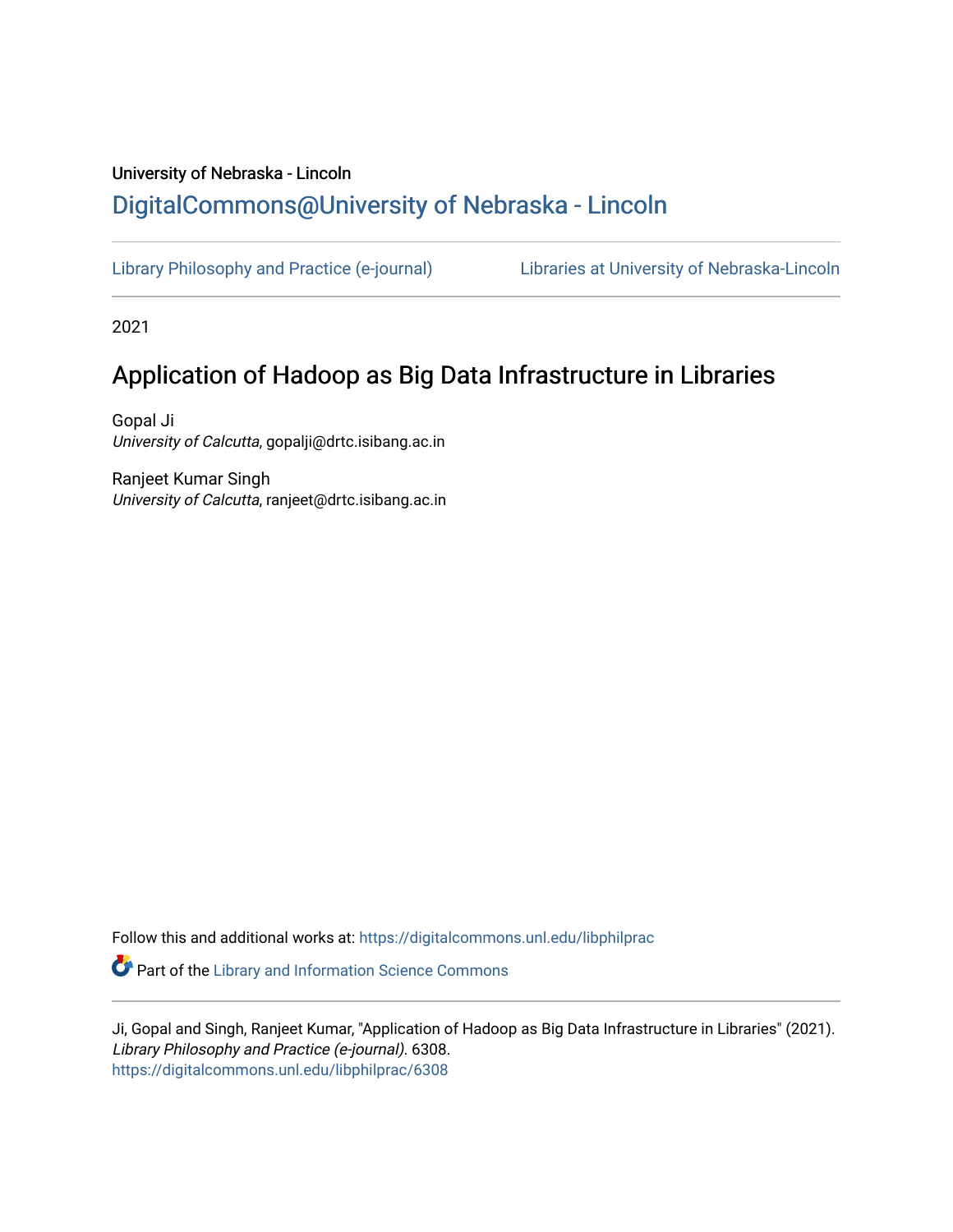University of Nebraska - Lincoln

## DigitalCommons@University of Nebraska - Lincoln

Library Philosophy and Practice (e-journal) | Libraries at University of Nebraska-Lincoln

2021

# Application of Hadoop as Big Data Infrastructure in Libraries

Gopal Ji
*University of Calcutta*, gopalji@drtc.isibang.ac.in

Ranjeet Kumar Singh
*University of Calcutta*, ranjeet@drtc.isibang.ac.in

Follow this and additional works at: https://digitalcommons.unl.edu/libphilprac

Part of the Library and Information Science Commons

Ji, Gopal and Singh, Ranjeet Kumar, "Application of Hadoop as Big Data Infrastructure in Libraries" (2021). *Library Philosophy and Practice (e-journal)*. 6308.
https://digitalcommons.unl.edu/libphilprac/6308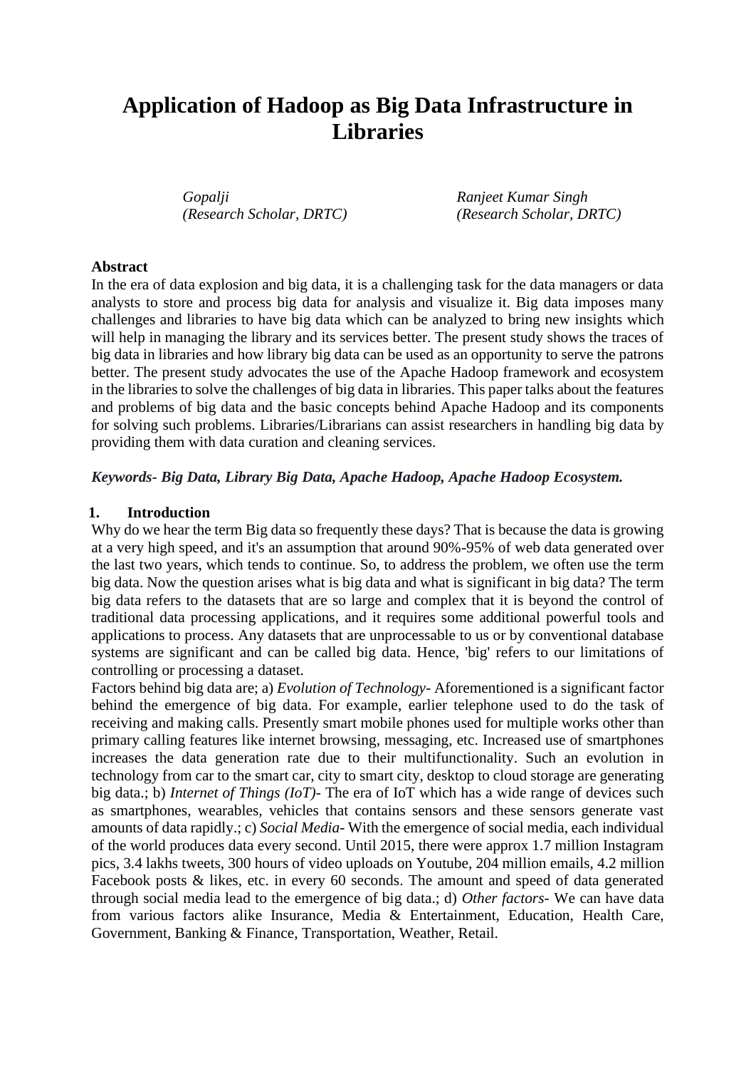# Application of Hadoop as Big Data Infrastructure in Libraries

*Gopalji*
*(Research Scholar, DRTC)*

*Ranjeet Kumar Singh*
*(Research Scholar, DRTC)*

**Abstract**

In the era of data explosion and big data, it is a challenging task for the data managers or data analysts to store and process big data for analysis and visualize it. Big data imposes many challenges and libraries to have big data which can be analyzed to bring new insights which will help in managing the library and its services better. The present study shows the traces of big data in libraries and how library big data can be used as an opportunity to serve the patrons better. The present study advocates the use of the Apache Hadoop framework and ecosystem in the libraries to solve the challenges of big data in libraries. This paper talks about the features and problems of big data and the basic concepts behind Apache Hadoop and its components for solving such problems. Libraries/Librarians can assist researchers in handling big data by providing them with data curation and cleaning services.

***Keywords- Big Data, Library Big Data, Apache Hadoop, Apache Hadoop Ecosystem.***

## 1. Introduction

Why do we hear the term Big data so frequently these days? That is because the data is growing at a very high speed, and it's an assumption that around 90%-95% of web data generated over the last two years, which tends to continue. So, to address the problem, we often use the term big data. Now the question arises what is big data and what is significant in big data? The term big data refers to the datasets that are so large and complex that it is beyond the control of traditional data processing applications, and it requires some additional powerful tools and applications to process. Any datasets that are unprocessable to us or by conventional database systems are significant and can be called big data. Hence, 'big' refers to our limitations of controlling or processing a dataset.

Factors behind big data are; a) *Evolution of Technology*- Aforementioned is a significant factor behind the emergence of big data. For example, earlier telephone used to do the task of receiving and making calls. Presently smart mobile phones used for multiple works other than primary calling features like internet browsing, messaging, etc. Increased use of smartphones increases the data generation rate due to their multifunctionality. Such an evolution in technology from car to the smart car, city to smart city, desktop to cloud storage are generating big data.; b) *Internet of Things (IoT)*- The era of IoT which has a wide range of devices such as smartphones, wearables, vehicles that contains sensors and these sensors generate vast amounts of data rapidly.; c) *Social Media*- With the emergence of social media, each individual of the world produces data every second. Until 2015, there were approx 1.7 million Instagram pics, 3.4 lakhs tweets, 300 hours of video uploads on Youtube, 204 million emails, 4.2 million Facebook posts & likes, etc. in every 60 seconds. The amount and speed of data generated through social media lead to the emergence of big data.; d) *Other factors*- We can have data from various factors alike Insurance, Media & Entertainment, Education, Health Care, Government, Banking & Finance, Transportation, Weather, Retail.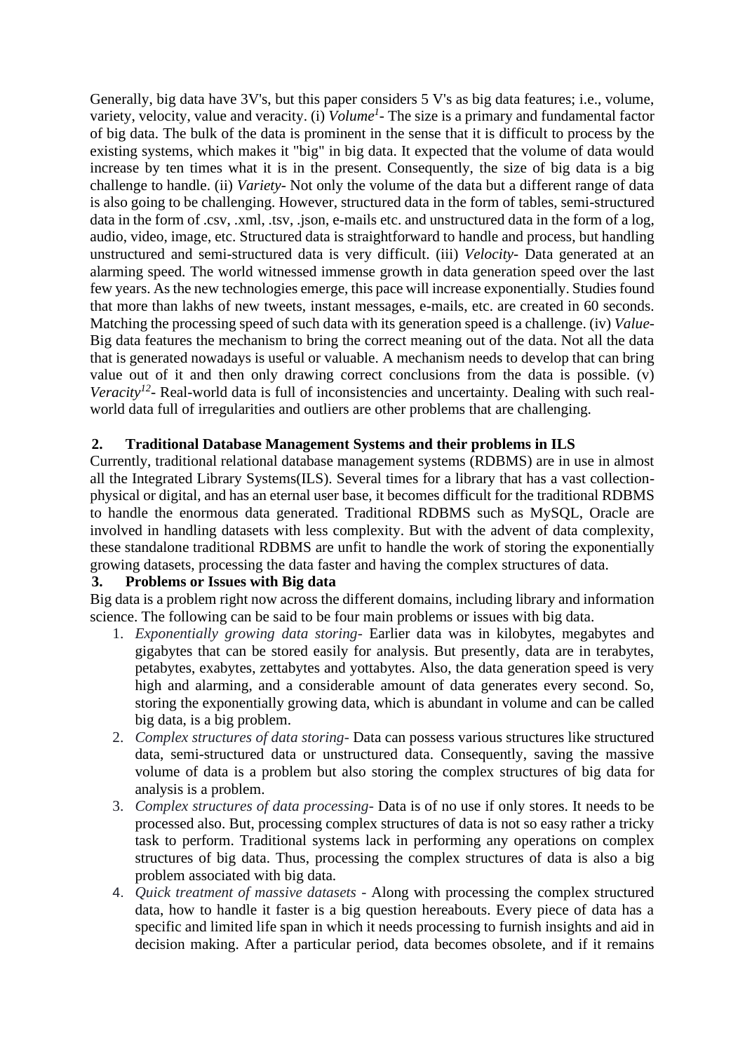Generally, big data have 3V's, but this paper considers 5 V's as big data features; i.e., volume, variety, velocity, value and veracity. (i) *Volume*[1]- The size is a primary and fundamental factor of big data. The bulk of the data is prominent in the sense that it is difficult to process by the existing systems, which makes it "big" in big data. It expected that the volume of data would increase by ten times what it is in the present. Consequently, the size of big data is a big challenge to handle. (ii) *Variety*- Not only the volume of the data but a different range of data is also going to be challenging. However, structured data in the form of tables, semi-structured data in the form of .csv, .xml, .tsv, .json, e-mails etc. and unstructured data in the form of a log, audio, video, image, etc. Structured data is straightforward to handle and process, but handling unstructured and semi-structured data is very difficult. (iii) *Velocity*- Data generated at an alarming speed. The world witnessed immense growth in data generation speed over the last few years. As the new technologies emerge, this pace will increase exponentially. Studies found that more than lakhs of new tweets, instant messages, e-mails, etc. are created in 60 seconds. Matching the processing speed of such data with its generation speed is a challenge. (iv) *Value*- Big data features the mechanism to bring the correct meaning out of the data. Not all the data that is generated nowadays is useful or valuable. A mechanism needs to develop that can bring value out of it and then only drawing correct conclusions from the data is possible. (v) *Veracity*[12]- Real-world data is full of inconsistencies and uncertainty. Dealing with such real-world data full of irregularities and outliers are other problems that are challenging.

## 2. Traditional Database Management Systems and their problems in ILS

Currently, traditional relational database management systems (RDBMS) are in use in almost all the Integrated Library Systems(ILS). Several times for a library that has a vast collection- physical or digital, and has an eternal user base, it becomes difficult for the traditional RDBMS to handle the enormous data generated. Traditional RDBMS such as MySQL, Oracle are involved in handling datasets with less complexity. But with the advent of data complexity, these standalone traditional RDBMS are unfit to handle the work of storing the exponentially growing datasets, processing the data faster and having the complex structures of data.

## 3. Problems or Issues with Big data

Big data is a problem right now across the different domains, including library and information science. The following can be said to be four main problems or issues with big data.

1. *Exponentially growing data storing*- Earlier data was in kilobytes, megabytes and gigabytes that can be stored easily for analysis. But presently, data are in terabytes, petabytes, exabytes, zettabytes and yottabytes. Also, the data generation speed is very high and alarming, and a considerable amount of data generates every second. So, storing the exponentially growing data, which is abundant in volume and can be called big data, is a big problem.
2. *Complex structures of data storing*- Data can possess various structures like structured data, semi-structured data or unstructured data. Consequently, saving the massive volume of data is a problem but also storing the complex structures of big data for analysis is a problem.
3. *Complex structures of data processing*- Data is of no use if only stores. It needs to be processed also. But, processing complex structures of data is not so easy rather a tricky task to perform. Traditional systems lack in performing any operations on complex structures of big data. Thus, processing the complex structures of data is also a big problem associated with big data.
4. *Quick treatment of massive datasets* - Along with processing the complex structured data, how to handle it faster is a big question hereabouts. Every piece of data has a specific and limited life span in which it needs processing to furnish insights and aid in decision making. After a particular period, data becomes obsolete, and if it remains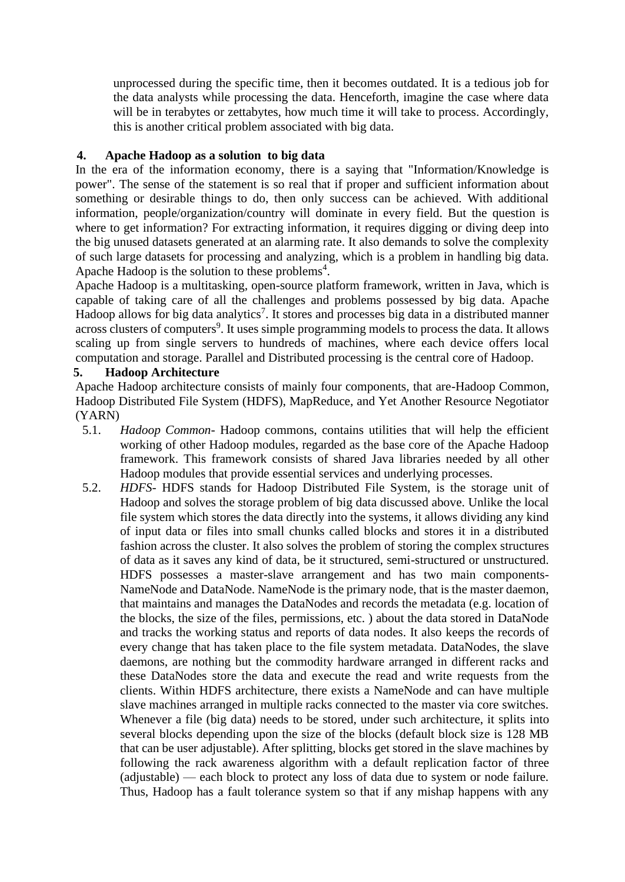unprocessed during the specific time, then it becomes outdated. It is a tedious job for the data analysts while processing the data. Henceforth, imagine the case where data will be in terabytes or zettabytes, how much time it will take to process. Accordingly, this is another critical problem associated with big data.

## 4. Apache Hadoop as a solution to big data

In the era of the information economy, there is a saying that "Information/Knowledge is power". The sense of the statement is so real that if proper and sufficient information about something or desirable things to do, then only success can be achieved. With additional information, people/organization/country will dominate in every field. But the question is where to get information? For extracting information, it requires digging or diving deep into the big unused datasets generated at an alarming rate. It also demands to solve the complexity of such large datasets for processing and analyzing, which is a problem in handling big data. Apache Hadoop is the solution to these problems[4].

Apache Hadoop is a multitasking, open-source platform framework, written in Java, which is capable of taking care of all the challenges and problems possessed by big data. Apache Hadoop allows for big data analytics[7]. It stores and processes big data in a distributed manner across clusters of computers[9]. It uses simple programming models to process the data. It allows scaling up from single servers to hundreds of machines, where each device offers local computation and storage. Parallel and Distributed processing is the central core of Hadoop.

## 5. Hadoop Architecture

Apache Hadoop architecture consists of mainly four components, that are-Hadoop Common, Hadoop Distributed File System (HDFS), MapReduce, and Yet Another Resource Negotiator (YARN)

5.1. *Hadoop Common*- Hadoop commons, contains utilities that will help the efficient working of other Hadoop modules, regarded as the base core of the Apache Hadoop framework. This framework consists of shared Java libraries needed by all other Hadoop modules that provide essential services and underlying processes.

5.2. *HDFS*- HDFS stands for Hadoop Distributed File System, is the storage unit of Hadoop and solves the storage problem of big data discussed above. Unlike the local file system which stores the data directly into the systems, it allows dividing any kind of input data or files into small chunks called blocks and stores it in a distributed fashion across the cluster. It also solves the problem of storing the complex structures of data as it saves any kind of data, be it structured, semi-structured or unstructured. HDFS possesses a master-slave arrangement and has two main components-NameNode and DataNode. NameNode is the primary node, that is the master daemon, that maintains and manages the DataNodes and records the metadata (e.g. location of the blocks, the size of the files, permissions, etc. ) about the data stored in DataNode and tracks the working status and reports of data nodes. It also keeps the records of every change that has taken place to the file system metadata. DataNodes, the slave daemons, are nothing but the commodity hardware arranged in different racks and these DataNodes store the data and execute the read and write requests from the clients. Within HDFS architecture, there exists a NameNode and can have multiple slave machines arranged in multiple racks connected to the master via core switches. Whenever a file (big data) needs to be stored, under such architecture, it splits into several blocks depending upon the size of the blocks (default block size is 128 MB that can be user adjustable). After splitting, blocks get stored in the slave machines by following the rack awareness algorithm with a default replication factor of three (adjustable) — each block to protect any loss of data due to system or node failure. Thus, Hadoop has a fault tolerance system so that if any mishap happens with any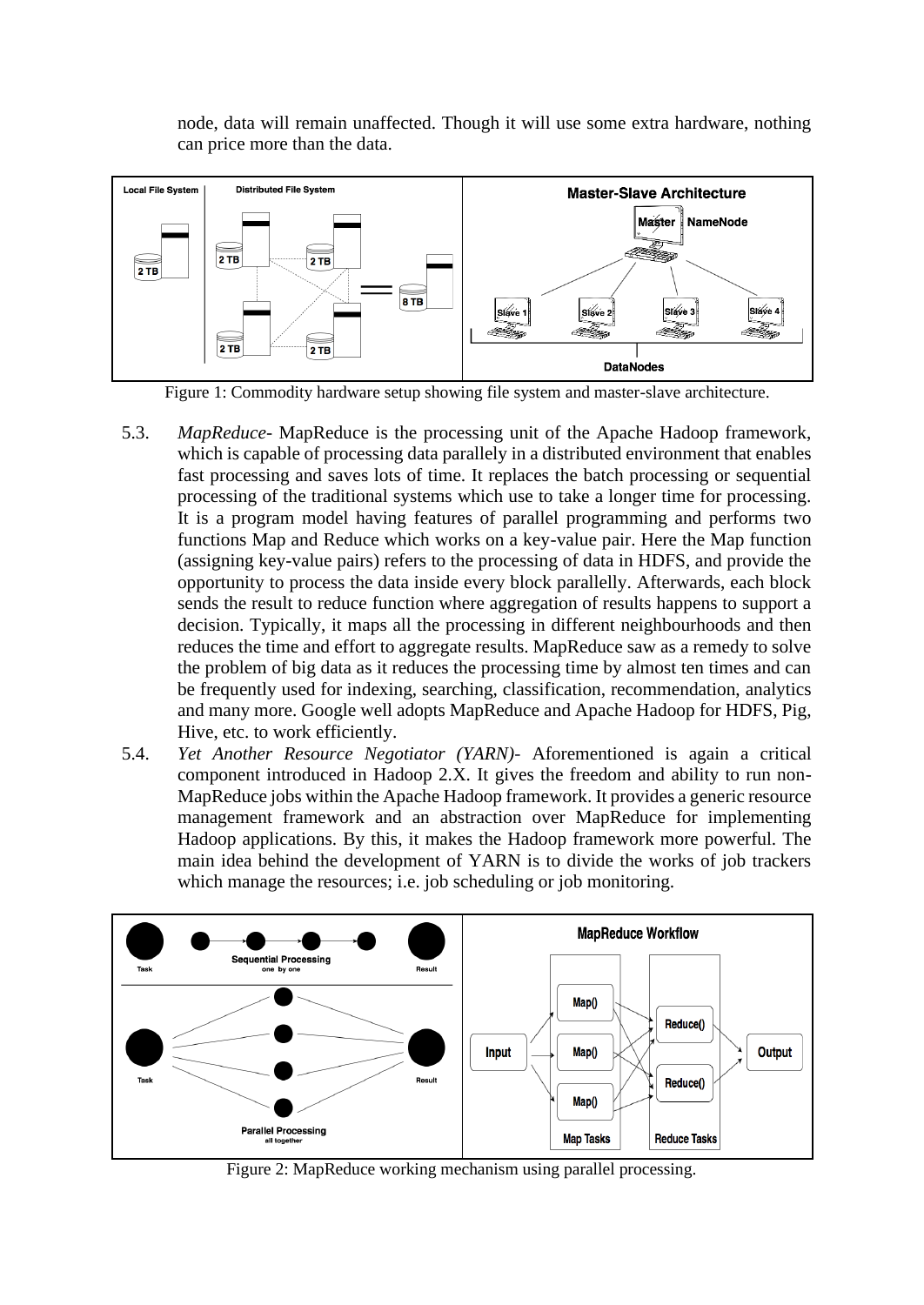node, data will remain unaffected. Though it will use some extra hardware, nothing can price more than the data.

Figure 1: Commodity hardware setup showing file system and master-slave architecture.

5.3. *MapReduce*- MapReduce is the processing unit of the Apache Hadoop framework, which is capable of processing data parallely in a distributed environment that enables fast processing and saves lots of time. It replaces the batch processing or sequential processing of the traditional systems which use to take a longer time for processing. It is a program model having features of parallel programming and performs two functions Map and Reduce which works on a key-value pair. Here the Map function (assigning key-value pairs) refers to the processing of data in HDFS, and provide the opportunity to process the data inside every block parallelly. Afterwards, each block sends the result to reduce function where aggregation of results happens to support a decision. Typically, it maps all the processing in different neighbourhoods and then reduces the time and effort to aggregate results. MapReduce saw as a remedy to solve the problem of big data as it reduces the processing time by almost ten times and can be frequently used for indexing, searching, classification, recommendation, analytics and many more. Google well adopts MapReduce and Apache Hadoop for HDFS, Pig, Hive, etc. to work efficiently.

5.4. *Yet Another Resource Negotiator (YARN)*- Aforementioned is again a critical component introduced in Hadoop 2.X. It gives the freedom and ability to run non-MapReduce jobs within the Apache Hadoop framework. It provides a generic resource management framework and an abstraction over MapReduce for implementing Hadoop applications. By this, it makes the Hadoop framework more powerful. The main idea behind the development of YARN is to divide the works of job trackers which manage the resources; i.e. job scheduling or job monitoring.

Figure 2: MapReduce working mechanism using parallel processing.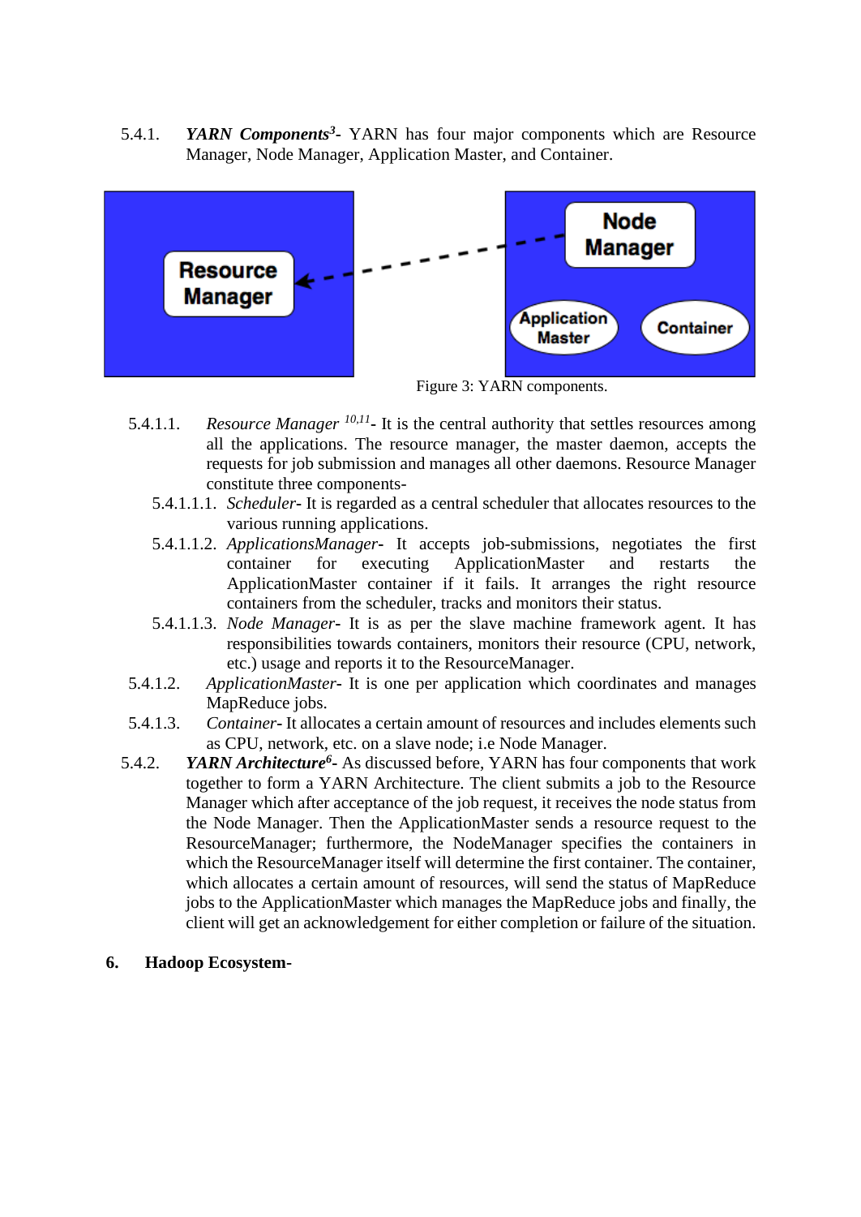5.4.1. ***YARN Components***[3]- YARN has four major components which are Resource Manager, Node Manager, Application Master, and Container.

Figure 3: YARN components.

5.4.1.1. *Resource Manager* [10,11]- It is the central authority that settles resources among all the applications. The resource manager, the master daemon, accepts the requests for job submission and manages all other daemons. Resource Manager constitute three components-

5.4.1.1.1. *Scheduler*- It is regarded as a central scheduler that allocates resources to the various running applications.

5.4.1.1.2. *ApplicationsManager*- It accepts job-submissions, negotiates the first container for executing ApplicationMaster and restarts the ApplicationMaster container if it fails. It arranges the right resource containers from the scheduler, tracks and monitors their status.

5.4.1.1.3. *Node Manager*- It is as per the slave machine framework agent. It has responsibilities towards containers, monitors their resource (CPU, network, etc.) usage and reports it to the ResourceManager.

5.4.1.2. *ApplicationMaster*- It is one per application which coordinates and manages MapReduce jobs.

5.4.1.3. *Container*- It allocates a certain amount of resources and includes elements such as CPU, network, etc. on a slave node; i.e Node Manager.

5.4.2. ***YARN Architecture***[6]- As discussed before, YARN has four components that work together to form a YARN Architecture. The client submits a job to the Resource Manager which after acceptance of the job request, it receives the node status from the Node Manager. Then the ApplicationMaster sends a resource request to the ResourceManager; furthermore, the NodeManager specifies the containers in which the ResourceManager itself will determine the first container. The container, which allocates a certain amount of resources, will send the status of MapReduce jobs to the ApplicationMaster which manages the MapReduce jobs and finally, the client will get an acknowledgement for either completion or failure of the situation.

## 6. Hadoop Ecosystem-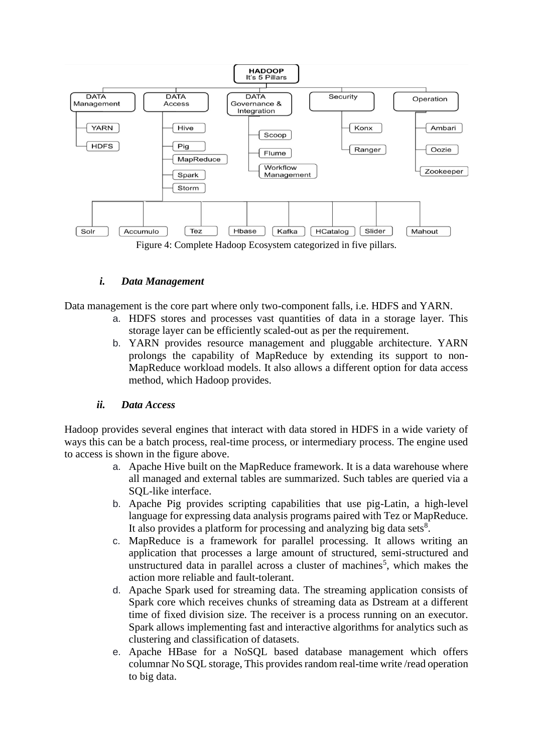Figure 4: Complete Hadoop Ecosystem categorized in five pillars.

### *i. Data Management*

Data management is the core part where only two-component falls, i.e. HDFS and YARN.

a. HDFS stores and processes vast quantities of data in a storage layer. This storage layer can be efficiently scaled-out as per the requirement.
b. YARN provides resource management and pluggable architecture. YARN prolongs the capability of MapReduce by extending its support to non-MapReduce workload models. It also allows a different option for data access method, which Hadoop provides.

### *ii. Data Access*

Hadoop provides several engines that interact with data stored in HDFS in a wide variety of ways this can be a batch process, real-time process, or intermediary process. The engine used to access is shown in the figure above.

a. Apache Hive built on the MapReduce framework. It is a data warehouse where all managed and external tables are summarized. Such tables are queried via a SQL-like interface.
b. Apache Pig provides scripting capabilities that use pig-Latin, a high-level language for expressing data analysis programs paired with Tez or MapReduce. It also provides a platform for processing and analyzing big data sets[8].
c. MapReduce is a framework for parallel processing. It allows writing an application that processes a large amount of structured, semi-structured and unstructured data in parallel across a cluster of machines[5], which makes the action more reliable and fault-tolerant.
d. Apache Spark used for streaming data. The streaming application consists of Spark core which receives chunks of streaming data as Dstream at a different time of fixed division size. The receiver is a process running on an executor. Spark allows implementing fast and interactive algorithms for analytics such as clustering and classification of datasets.
e. Apache HBase for a NoSQL based database management which offers columnar No SQL storage, This provides random real-time write /read operation to big data.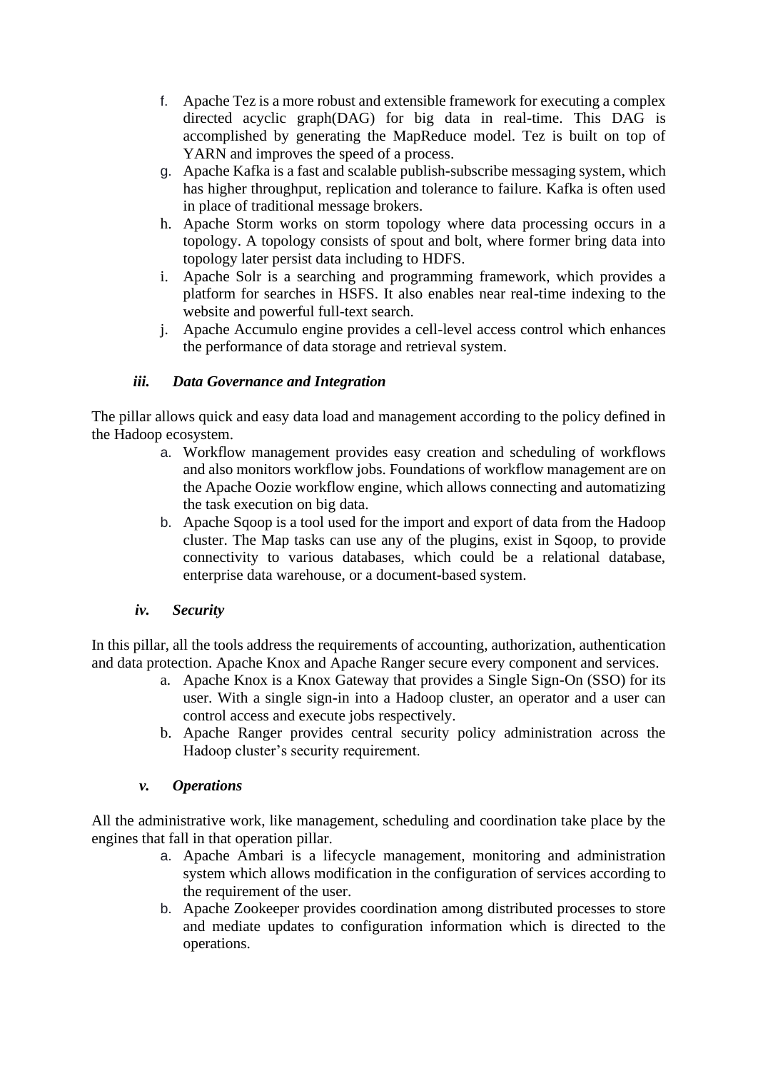f. Apache Tez is a more robust and extensible framework for executing a complex directed acyclic graph(DAG) for big data in real-time. This DAG is accomplished by generating the MapReduce model. Tez is built on top of YARN and improves the speed of a process.
g. Apache Kafka is a fast and scalable publish-subscribe messaging system, which has higher throughput, replication and tolerance to failure. Kafka is often used in place of traditional message brokers.
h. Apache Storm works on storm topology where data processing occurs in a topology. A topology consists of spout and bolt, where former bring data into topology later persist data including to HDFS.
i. Apache Solr is a searching and programming framework, which provides a platform for searches in HSFS. It also enables near real-time indexing to the website and powerful full-text search.
j. Apache Accumulo engine provides a cell-level access control which enhances the performance of data storage and retrieval system.

### *iii. Data Governance and Integration*

The pillar allows quick and easy data load and management according to the policy defined in the Hadoop ecosystem.

a. Workflow management provides easy creation and scheduling of workflows and also monitors workflow jobs. Foundations of workflow management are on the Apache Oozie workflow engine, which allows connecting and automatizing the task execution on big data.
b. Apache Sqoop is a tool used for the import and export of data from the Hadoop cluster. The Map tasks can use any of the plugins, exist in Sqoop, to provide connectivity to various databases, which could be a relational database, enterprise data warehouse, or a document-based system.

### *iv. Security*

In this pillar, all the tools address the requirements of accounting, authorization, authentication and data protection. Apache Knox and Apache Ranger secure every component and services.

a. Apache Knox is a Knox Gateway that provides a Single Sign-On (SSO) for its user. With a single sign-in into a Hadoop cluster, an operator and a user can control access and execute jobs respectively.
b. Apache Ranger provides central security policy administration across the Hadoop cluster's security requirement.

### *v. Operations*

All the administrative work, like management, scheduling and coordination take place by the engines that fall in that operation pillar.

a. Apache Ambari is a lifecycle management, monitoring and administration system which allows modification in the configuration of services according to the requirement of the user.
b. Apache Zookeeper provides coordination among distributed processes to store and mediate updates to configuration information which is directed to the operations.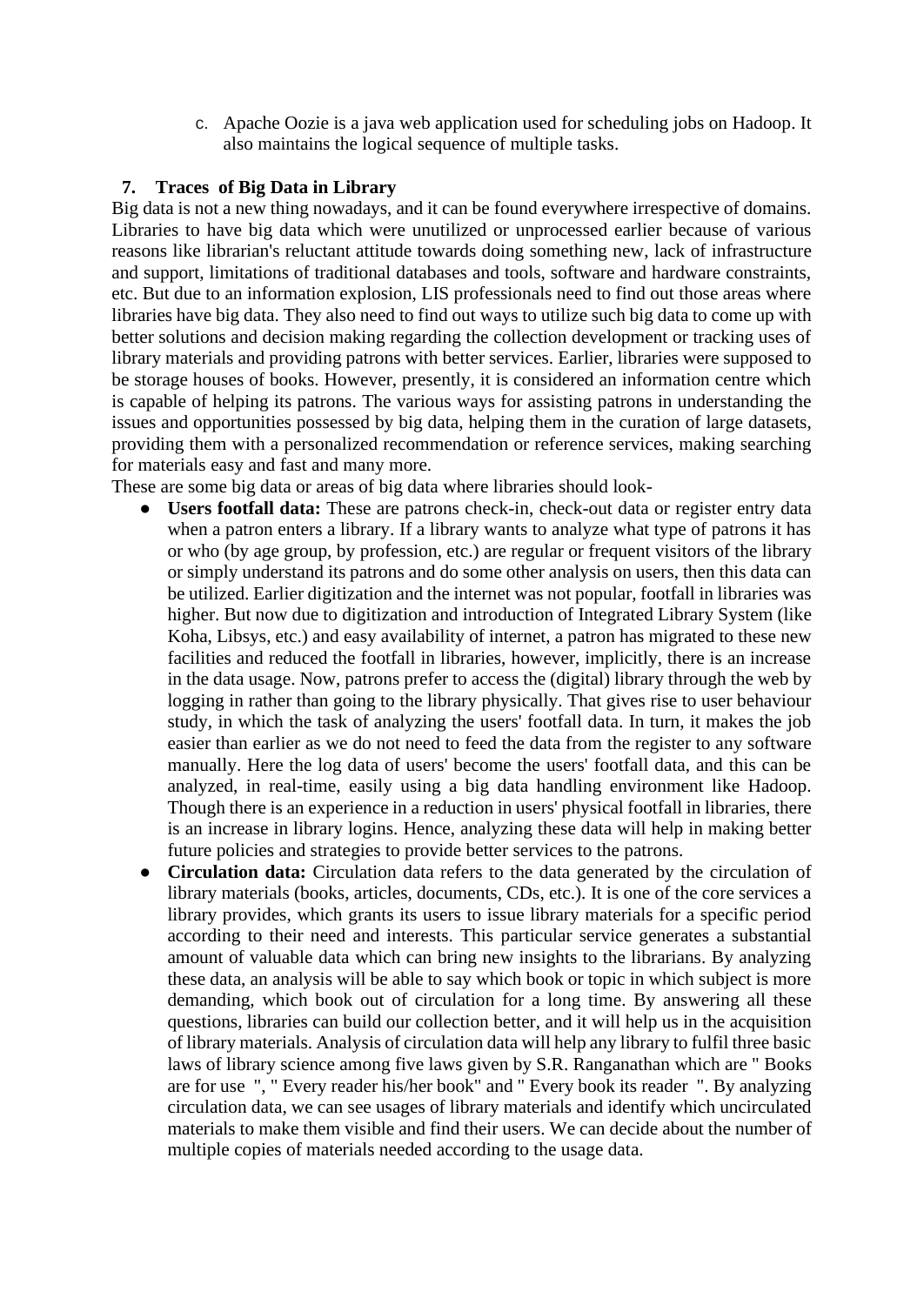c. Apache Oozie is a java web application used for scheduling jobs on Hadoop. It also maintains the logical sequence of multiple tasks.

## 7. Traces of Big Data in Library

Big data is not a new thing nowadays, and it can be found everywhere irrespective of domains. Libraries to have big data which were unutilized or unprocessed earlier because of various reasons like librarian's reluctant attitude towards doing something new, lack of infrastructure and support, limitations of traditional databases and tools, software and hardware constraints, etc. But due to an information explosion, LIS professionals need to find out those areas where libraries have big data. They also need to find out ways to utilize such big data to come up with better solutions and decision making regarding the collection development or tracking uses of library materials and providing patrons with better services. Earlier, libraries were supposed to be storage houses of books. However, presently, it is considered an information centre which is capable of helping its patrons. The various ways for assisting patrons in understanding the issues and opportunities possessed by big data, helping them in the curation of large datasets, providing them with a personalized recommendation or reference services, making searching for materials easy and fast and many more.

These are some big data or areas of big data where libraries should look-

- **Users footfall data:** These are patrons check-in, check-out data or register entry data when a patron enters a library. If a library wants to analyze what type of patrons it has or who (by age group, by profession, etc.) are regular or frequent visitors of the library or simply understand its patrons and do some other analysis on users, then this data can be utilized. Earlier digitization and the internet was not popular, footfall in libraries was higher. But now due to digitization and introduction of Integrated Library System (like Koha, Libsys, etc.) and easy availability of internet, a patron has migrated to these new facilities and reduced the footfall in libraries, however, implicitly, there is an increase in the data usage. Now, patrons prefer to access the (digital) library through the web by logging in rather than going to the library physically. That gives rise to user behaviour study, in which the task of analyzing the users' footfall data. In turn, it makes the job easier than earlier as we do not need to feed the data from the register to any software manually. Here the log data of users' become the users' footfall data, and this can be analyzed, in real-time, easily using a big data handling environment like Hadoop. Though there is an experience in a reduction in users' physical footfall in libraries, there is an increase in library logins. Hence, analyzing these data will help in making better future policies and strategies to provide better services to the patrons.
- **Circulation data:** Circulation data refers to the data generated by the circulation of library materials (books, articles, documents, CDs, etc.). It is one of the core services a library provides, which grants its users to issue library materials for a specific period according to their need and interests. This particular service generates a substantial amount of valuable data which can bring new insights to the librarians. By analyzing these data, an analysis will be able to say which book or topic in which subject is more demanding, which book out of circulation for a long time. By answering all these questions, libraries can build our collection better, and it will help us in the acquisition of library materials. Analysis of circulation data will help any library to fulfil three basic laws of library science among five laws given by S.R. Ranganathan which are " Books are for use ", " Every reader his/her book" and " Every book its reader ". By analyzing circulation data, we can see usages of library materials and identify which uncirculated materials to make them visible and find their users. We can decide about the number of multiple copies of materials needed according to the usage data.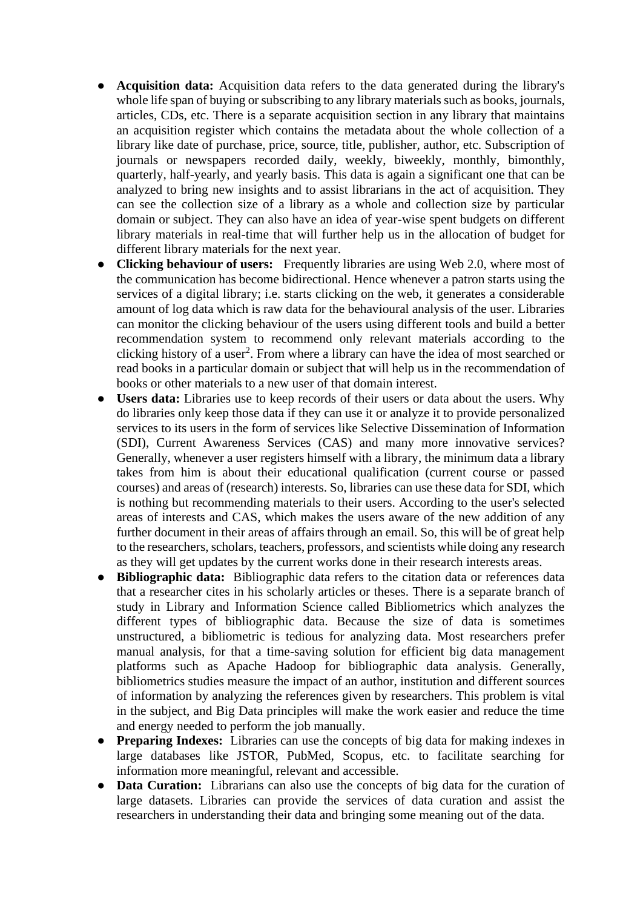- **Acquisition data:** Acquisition data refers to the data generated during the library's whole life span of buying or subscribing to any library materials such as books, journals, articles, CDs, etc. There is a separate acquisition section in any library that maintains an acquisition register which contains the metadata about the whole collection of a library like date of purchase, price, source, title, publisher, author, etc. Subscription of journals or newspapers recorded daily, weekly, biweekly, monthly, bimonthly, quarterly, half-yearly, and yearly basis. This data is again a significant one that can be analyzed to bring new insights and to assist librarians in the act of acquisition. They can see the collection size of a library as a whole and collection size by particular domain or subject. They can also have an idea of year-wise spent budgets on different library materials in real-time that will further help us in the allocation of budget for different library materials for the next year.
- **Clicking behaviour of users:** Frequently libraries are using Web 2.0, where most of the communication has become bidirectional. Hence whenever a patron starts using the services of a digital library; i.e. starts clicking on the web, it generates a considerable amount of log data which is raw data for the behavioural analysis of the user. Libraries can monitor the clicking behaviour of the users using different tools and build a better recommendation system to recommend only relevant materials according to the clicking history of a user[2]. From where a library can have the idea of most searched or read books in a particular domain or subject that will help us in the recommendation of books or other materials to a new user of that domain interest.
- **Users data:** Libraries use to keep records of their users or data about the users. Why do libraries only keep those data if they can use it or analyze it to provide personalized services to its users in the form of services like Selective Dissemination of Information (SDI), Current Awareness Services (CAS) and many more innovative services? Generally, whenever a user registers himself with a library, the minimum data a library takes from him is about their educational qualification (current course or passed courses) and areas of (research) interests. So, libraries can use these data for SDI, which is nothing but recommending materials to their users. According to the user's selected areas of interests and CAS, which makes the users aware of the new addition of any further document in their areas of affairs through an email. So, this will be of great help to the researchers, scholars, teachers, professors, and scientists while doing any research as they will get updates by the current works done in their research interests areas.
- **Bibliographic data:** Bibliographic data refers to the citation data or references data that a researcher cites in his scholarly articles or theses. There is a separate branch of study in Library and Information Science called Bibliometrics which analyzes the different types of bibliographic data. Because the size of data is sometimes unstructured, a bibliometric is tedious for analyzing data. Most researchers prefer manual analysis, for that a time-saving solution for efficient big data management platforms such as Apache Hadoop for bibliographic data analysis. Generally, bibliometrics studies measure the impact of an author, institution and different sources of information by analyzing the references given by researchers. This problem is vital in the subject, and Big Data principles will make the work easier and reduce the time and energy needed to perform the job manually.
- **Preparing Indexes:** Libraries can use the concepts of big data for making indexes in large databases like JSTOR, PubMed, Scopus, etc. to facilitate searching for information more meaningful, relevant and accessible.
- **Data Curation:** Librarians can also use the concepts of big data for the curation of large datasets. Libraries can provide the services of data curation and assist the researchers in understanding their data and bringing some meaning out of the data.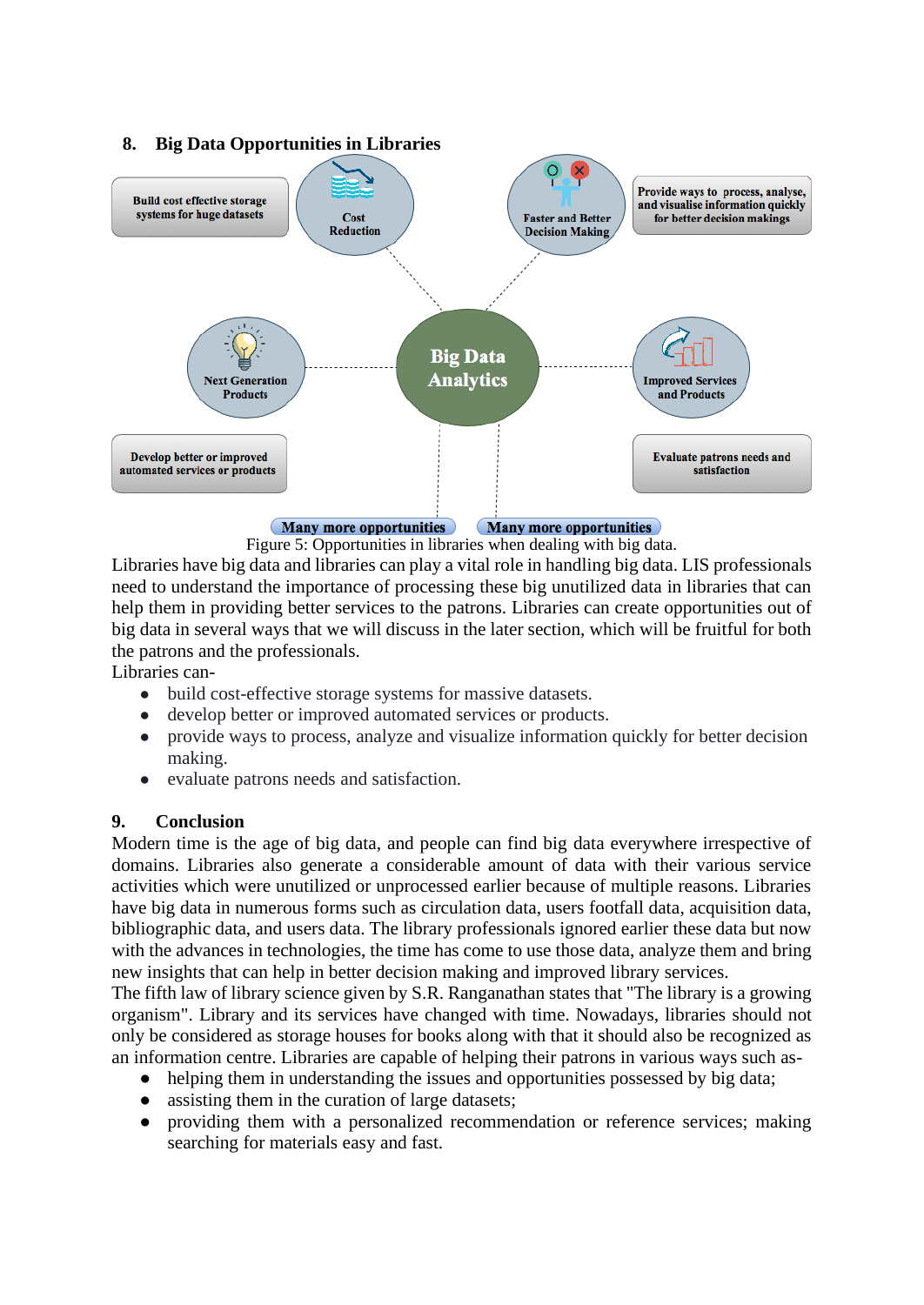## 8. Big Data Opportunities in Libraries

Figure 5: Opportunities in libraries when dealing with big data.

Libraries have big data and libraries can play a vital role in handling big data. LIS professionals need to understand the importance of processing these big unutilized data in libraries that can help them in providing better services to the patrons. Libraries can create opportunities out of big data in several ways that we will discuss in the later section, which will be fruitful for both the patrons and the professionals.

Libraries can-

- build cost-effective storage systems for massive datasets.
- develop better or improved automated services or products.
- provide ways to process, analyze and visualize information quickly for better decision making.
- evaluate patrons needs and satisfaction.

## 9. Conclusion

Modern time is the age of big data, and people can find big data everywhere irrespective of domains. Libraries also generate a considerable amount of data with their various service activities which were unutilized or unprocessed earlier because of multiple reasons. Libraries have big data in numerous forms such as circulation data, users footfall data, acquisition data, bibliographic data, and users data. The library professionals ignored earlier these data but now with the advances in technologies, the time has come to use those data, analyze them and bring new insights that can help in better decision making and improved library services.

The fifth law of library science given by S.R. Ranganathan states that "The library is a growing organism". Library and its services have changed with time. Nowadays, libraries should not only be considered as storage houses for books along with that it should also be recognized as an information centre. Libraries are capable of helping their patrons in various ways such as-

- helping them in understanding the issues and opportunities possessed by big data;
- assisting them in the curation of large datasets;
- providing them with a personalized recommendation or reference services; making searching for materials easy and fast.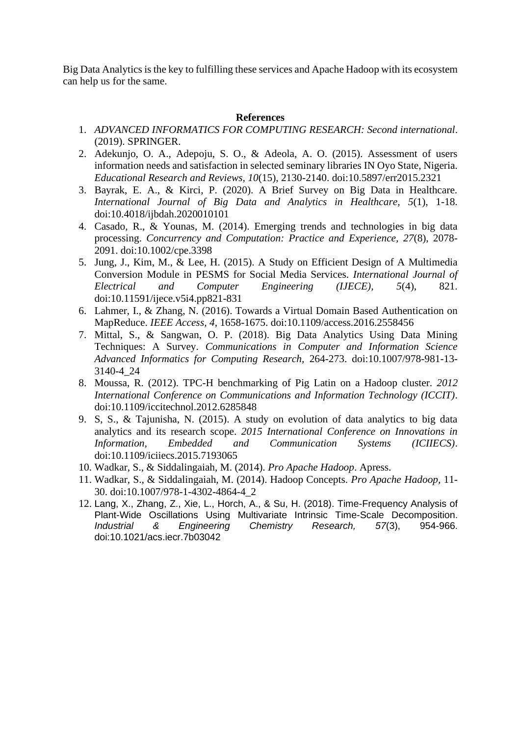Big Data Analytics is the key to fulfilling these services and Apache Hadoop with its ecosystem can help us for the same.

**References**

1. *ADVANCED INFORMATICS FOR COMPUTING RESEARCH: Second international*. (2019). SPRINGER.
2. Adekunjo, O. A., Adepoju, S. O., & Adeola, A. O. (2015). Assessment of users information needs and satisfaction in selected seminary libraries IN Oyo State, Nigeria. *Educational Research and Reviews, 10*(15), 2130-2140. doi:10.5897/err2015.2321
3. Bayrak, E. A., & Kirci, P. (2020). A Brief Survey on Big Data in Healthcare. *International Journal of Big Data and Analytics in Healthcare, 5*(1), 1-18. doi:10.4018/ijbdah.2020010101
4. Casado, R., & Younas, M. (2014). Emerging trends and technologies in big data processing. *Concurrency and Computation: Practice and Experience, 27*(8), 2078-2091. doi:10.1002/cpe.3398
5. Jung, J., Kim, M., & Lee, H. (2015). A Study on Efficient Design of A Multimedia Conversion Module in PESMS for Social Media Services. *International Journal of Electrical and Computer Engineering (IJECE), 5*(4), 821. doi:10.11591/ijece.v5i4.pp821-831
6. Lahmer, I., & Zhang, N. (2016). Towards a Virtual Domain Based Authentication on MapReduce. *IEEE Access, 4*, 1658-1675. doi:10.1109/access.2016.2558456
7. Mittal, S., & Sangwan, O. P. (2018). Big Data Analytics Using Data Mining Techniques: A Survey. *Communications in Computer and Information Science Advanced Informatics for Computing Research,* 264-273. doi:10.1007/978-981-13-3140-4_24
8. Moussa, R. (2012). TPC-H benchmarking of Pig Latin on a Hadoop cluster. *2012 International Conference on Communications and Information Technology (ICCIT)*. doi:10.1109/iccitechnol.2012.6285848
9. S, S., & Tajunisha, N. (2015). A study on evolution of data analytics to big data analytics and its research scope. *2015 International Conference on Innovations in Information, Embedded and Communication Systems (ICIIECS)*. doi:10.1109/iciiecs.2015.7193065
10. Wadkar, S., & Siddalingaiah, M. (2014). *Pro Apache Hadoop*. Apress.
11. Wadkar, S., & Siddalingaiah, M. (2014). Hadoop Concepts. *Pro Apache Hadoop,* 11-30. doi:10.1007/978-1-4302-4864-4_2
12. Lang, X., Zhang, Z., Xie, L., Horch, A., & Su, H. (2018). Time-Frequency Analysis of Plant-Wide Oscillations Using Multivariate Intrinsic Time-Scale Decomposition. *Industrial & Engineering Chemistry Research, 57*(3), 954-966. doi:10.1021/acs.iecr.7b03042